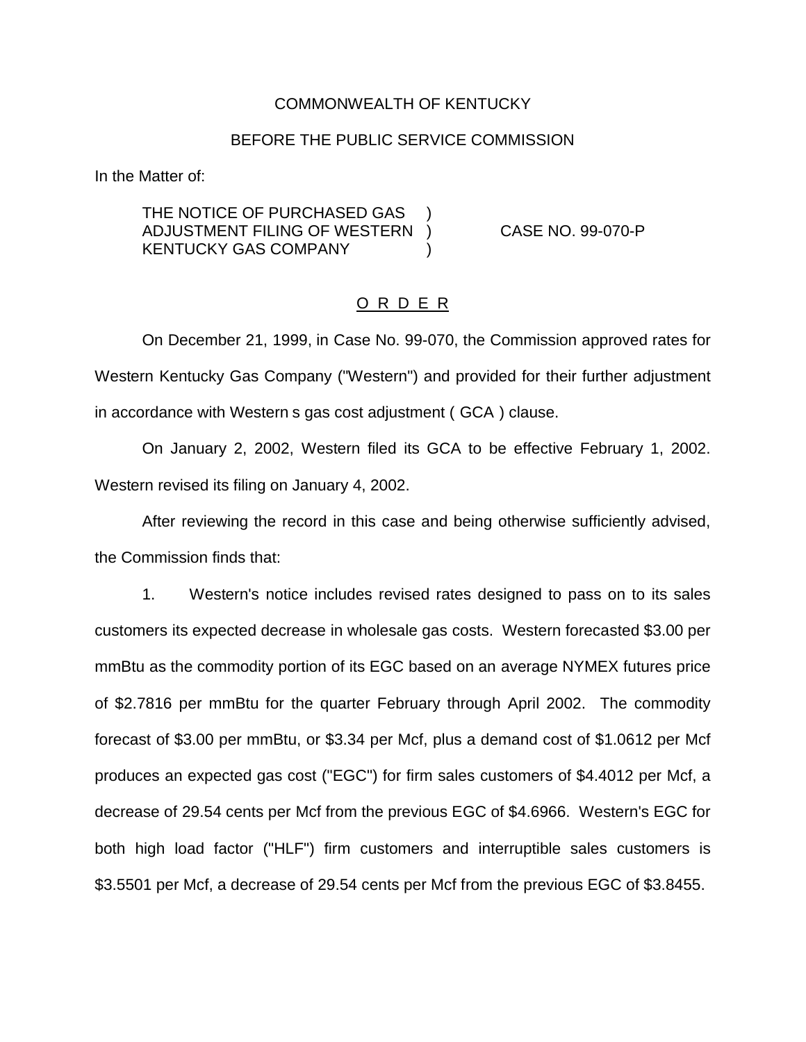COMMONWEALTH OF KENTUCKY

BEFORE THE PUBLIC SERVICE COMMISSION

In the Matter of:

THE NOTICE OF PURCHASED GAS ADJUSTMENT FILING OF WESTERN KENTUCKY GAS COMPANY ) CASE NO. 99-070-P

O R D E R

On December 21, 1999, in Case No. 99-070, the Commission approved rates for Western Kentucky Gas Company ("Western") and provided for their further adjustment in accordance with Western s gas cost adjustment ( GCA ) clause.

On January 2, 2002, Western filed its GCA to be effective February 1, 2002. Western revised its filing on January 4, 2002.

After reviewing the record in this case and being otherwise sufficiently advised, the Commission finds that:

1. Western's notice includes revised rates designed to pass on to its sales customers its expected decrease in wholesale gas costs. Western forecasted \$3.00 per mmBtu as the commodity portion of its EGC based on an average NYMEX futures price of \$2.7816 per mmBtu for the quarter February through April 2002. The commodity forecast of \$3.00 per mmBtu, or \$3.34 per Mcf, plus a demand cost of \$1.0612 per Mcf produces an expected gas cost ("EGC") for firm sales customers of \$4.4012 per Mcf, a decrease of 29.54 cents per Mcf from the previous EGC of \$4.6966. Western's EGC for both high load factor ("HLF") firm customers and interruptible sales customers is \$3.5501 per Mcf, a decrease of 29.54 cents per Mcf from the previous EGC of \$3.8455.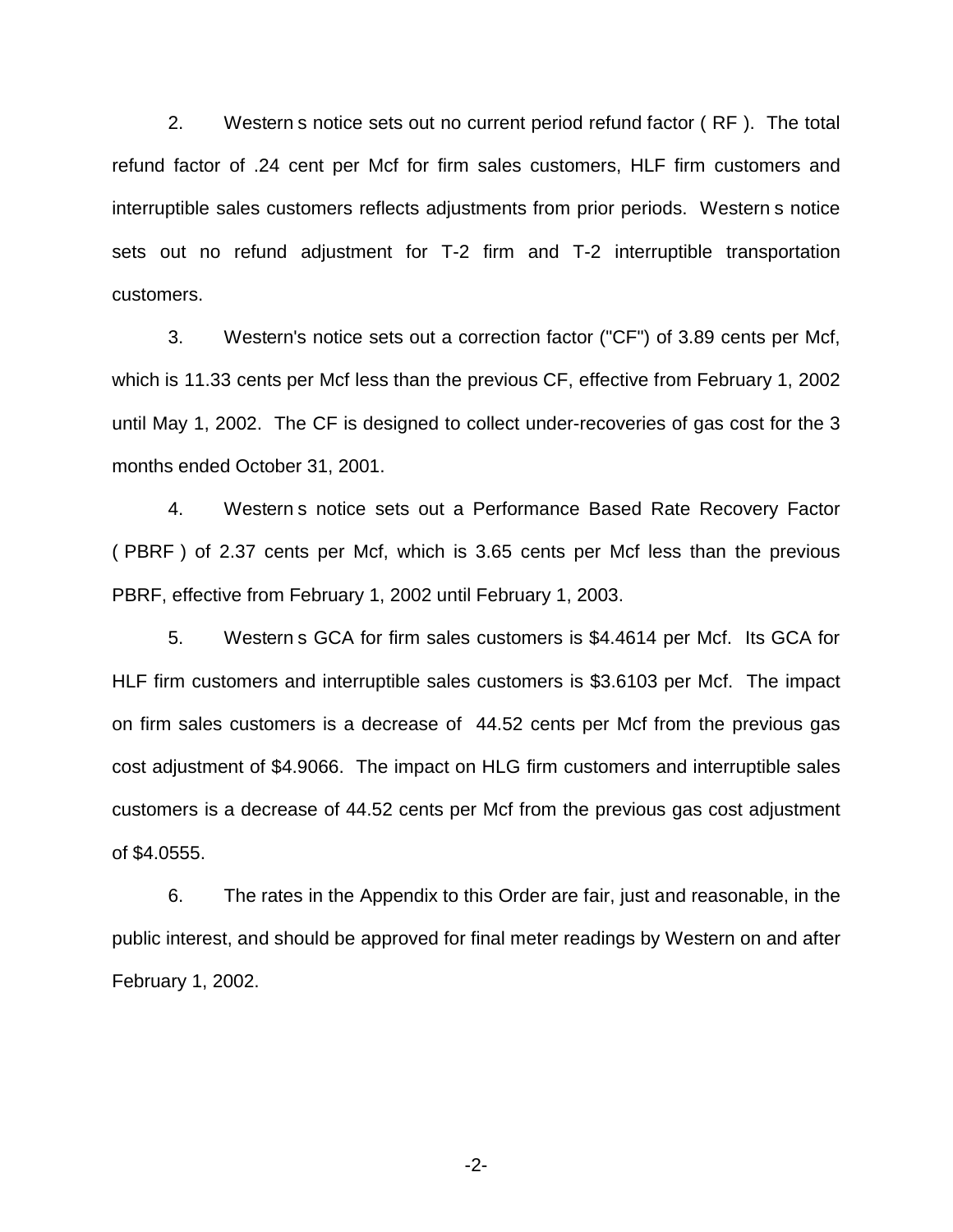2. Western s notice sets out no current period refund factor ( RF ). The total refund factor of .24 cent per Mcf for firm sales customers, HLF firm customers and interruptible sales customers reflects adjustments from prior periods. Western s notice sets out no refund adjustment for T-2 firm and T-2 interruptible transportation customers.

3. Western's notice sets out a correction factor ("CF") of 3.89 cents per Mcf, which is 11.33 cents per Mcf less than the previous CF, effective from February 1, 2002 until May 1, 2002. The CF is designed to collect under-recoveries of gas cost for the 3 months ended October 31, 2001.

4. Western s notice sets out a Performance Based Rate Recovery Factor ( PBRF ) of 2.37 cents per Mcf, which is 3.65 cents per Mcf less than the previous PBRF, effective from February 1, 2002 until February 1, 2003.

5. Western s GCA for firm sales customers is $4.4614 per Mcf. Its GCA for HLF firm customers and interruptible sales customers is $3.6103 per Mcf. The impact on firm sales customers is a decrease of 44.52 cents per Mcf from the previous gas cost adjustment of $4.9066. The impact on HLG firm customers and interruptible sales customers is a decrease of 44.52 cents per Mcf from the previous gas cost adjustment of $4.0555.

6. The rates in the Appendix to this Order are fair, just and reasonable, in the public interest, and should be approved for final meter readings by Western on and after February 1, 2002.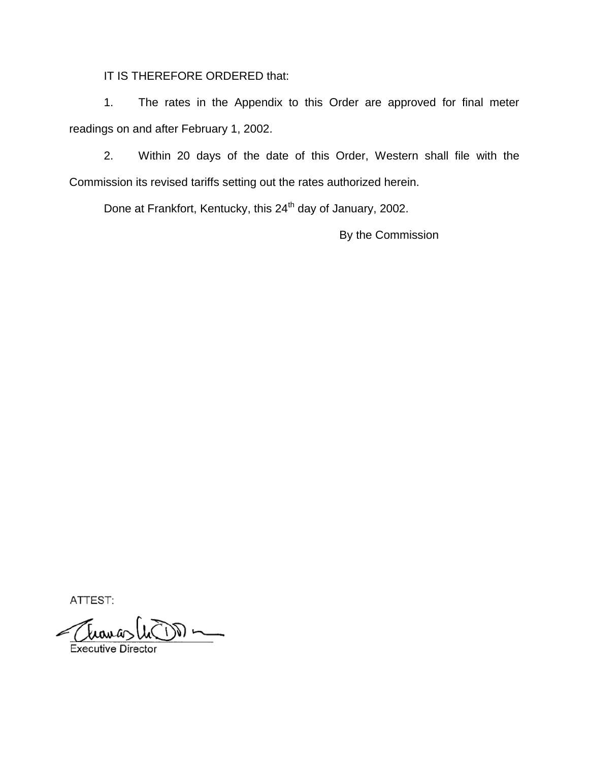IT IS THEREFORE ORDERED that:

1. The rates in the Appendix to this Order are approved for final meter readings on and after February 1, 2002.

2. Within 20 days of the date of this Order, Western shall file with the Commission its revised tariffs setting out the rates authorized herein.

Done at Frankfort, Kentucky, this 24th day of January, 2002.

By the Commission

ATTEST:

Executive Director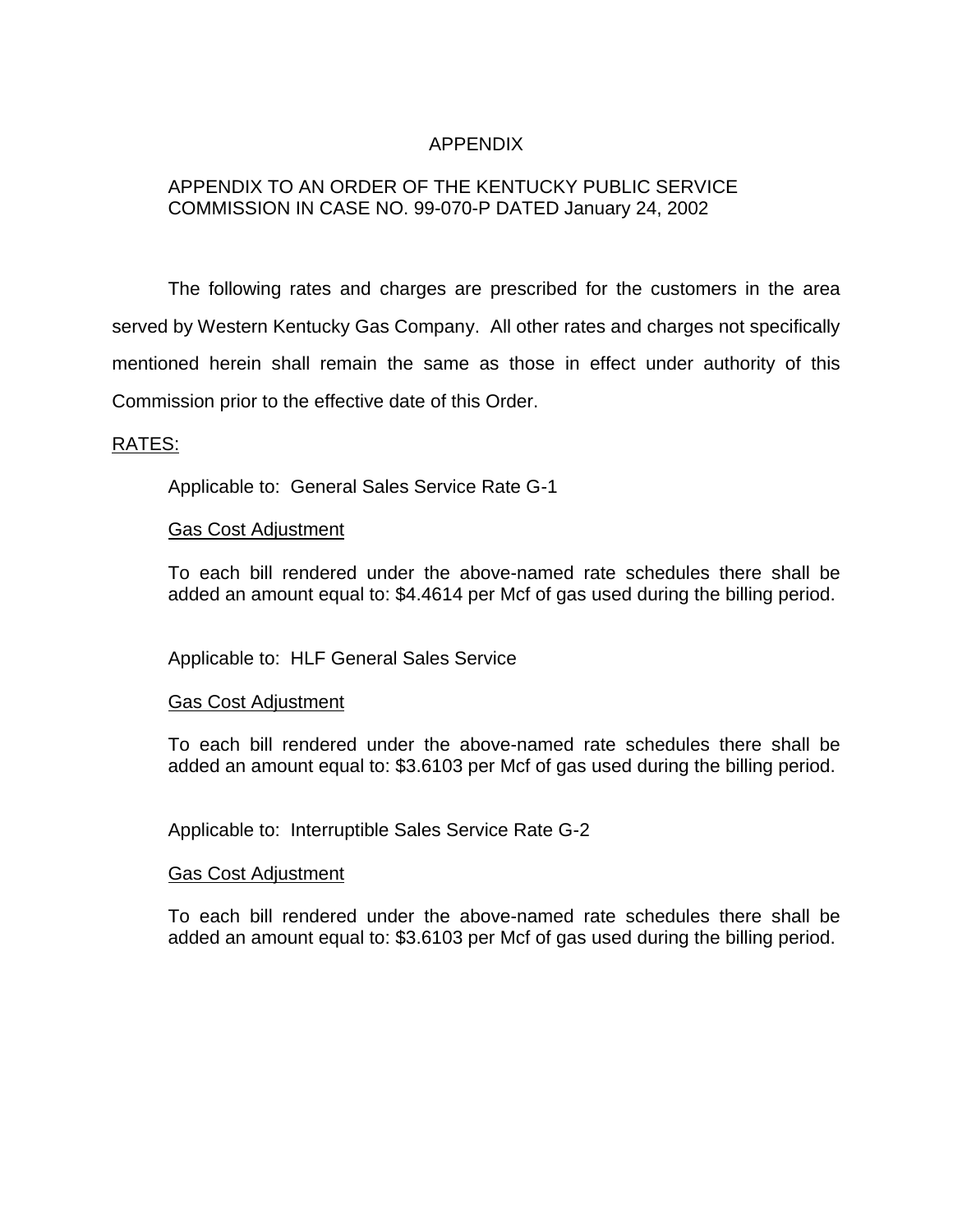# APPENDIX

APPENDIX TO AN ORDER OF THE KENTUCKY PUBLIC SERVICE COMMISSION IN CASE NO. 99-070-P DATED January 24, 2002

The following rates and charges are prescribed for the customers in the area served by Western Kentucky Gas Company. All other rates and charges not specifically mentioned herein shall remain the same as those in effect under authority of this Commission prior to the effective date of this Order.

RATES:

Applicable to: General Sales Service Rate G-1

Gas Cost Adjustment

To each bill rendered under the above-named rate schedules there shall be added an amount equal to: $4.4614 per Mcf of gas used during the billing period.

Applicable to: HLF General Sales Service

Gas Cost Adjustment

To each bill rendered under the above-named rate schedules there shall be added an amount equal to: $3.6103 per Mcf of gas used during the billing period.

Applicable to: Interruptible Sales Service Rate G-2

Gas Cost Adjustment

To each bill rendered under the above-named rate schedules there shall be added an amount equal to: $3.6103 per Mcf of gas used during the billing period.